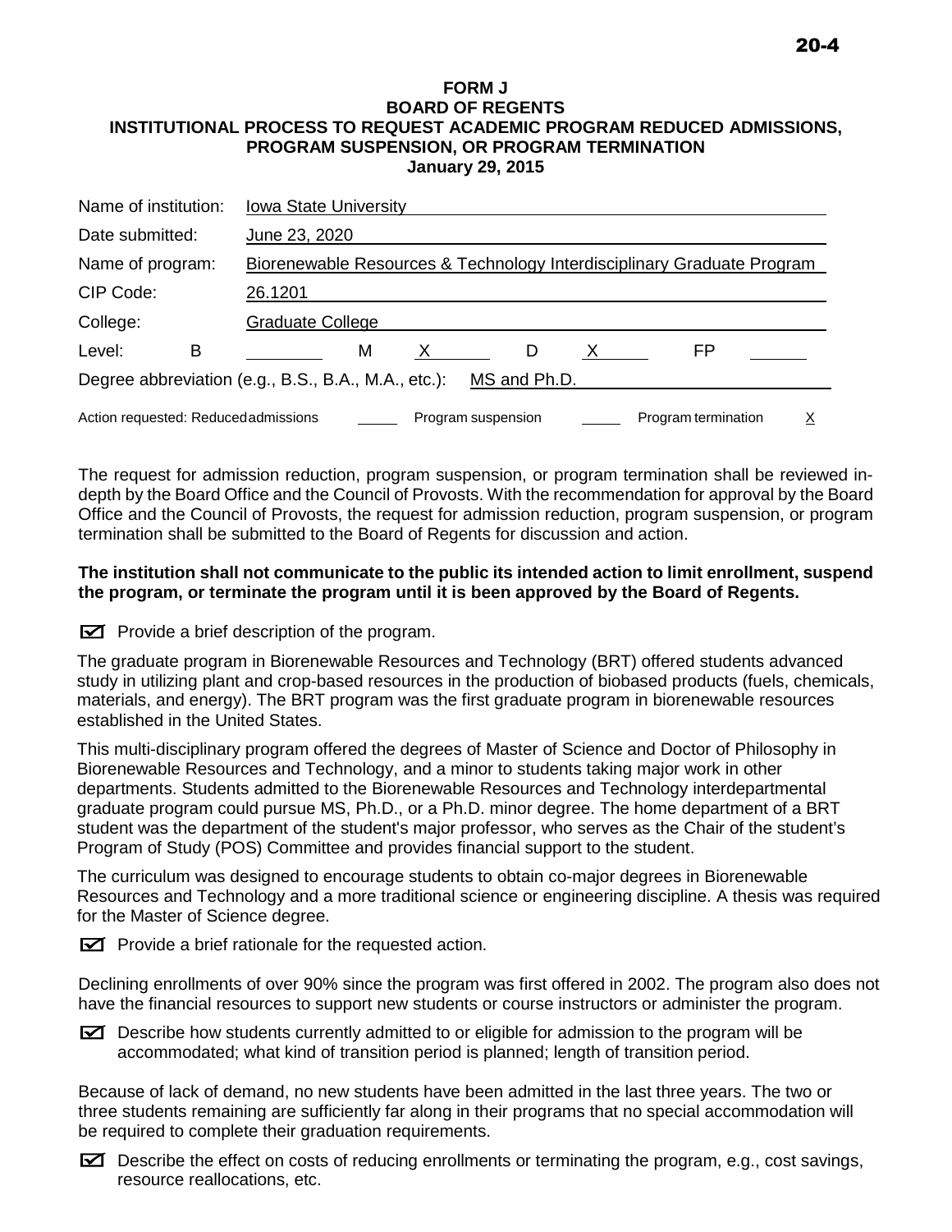20-4

**FORM J**
**BOARD OF REGENTS**
**INSTITUTIONAL PROCESS TO REQUEST ACADEMIC PROGRAM REDUCED ADMISSIONS, PROGRAM SUSPENSION, OR PROGRAM TERMINATION**
**January 29, 2015**

Name of institution: Iowa State University

Date submitted: June 23, 2020

Name of program: Biorenewable Resources & Technology Interdisciplinary Graduate Program

CIP Code: 26.1201

College: Graduate College

Level: B ____ M X D X FP ____

Degree abbreviation (e.g., B.S., B.A., M.A., etc.): MS and Ph.D.

Action requested: Reduced admissions ____ Program suspension ____ Program termination X

The request for admission reduction, program suspension, or program termination shall be reviewed in-depth by the Board Office and the Council of Provosts. With the recommendation for approval by the Board Office and the Council of Provosts, the request for admission reduction, program suspension, or program termination shall be submitted to the Board of Regents for discussion and action.

**The institution shall not communicate to the public its intended action to limit enrollment, suspend the program, or terminate the program until it is been approved by the Board of Regents.**

☑ Provide a brief description of the program.

The graduate program in Biorenewable Resources and Technology (BRT) offered students advanced study in utilizing plant and crop-based resources in the production of biobased products (fuels, chemicals, materials, and energy). The BRT program was the first graduate program in biorenewable resources established in the United States.

This multi-disciplinary program offered the degrees of Master of Science and Doctor of Philosophy in Biorenewable Resources and Technology, and a minor to students taking major work in other departments. Students admitted to the Biorenewable Resources and Technology interdepartmental graduate program could pursue MS, Ph.D., or a Ph.D. minor degree. The home department of a BRT student was the department of the student's major professor, who serves as the Chair of the student's Program of Study (POS) Committee and provides financial support to the student.

The curriculum was designed to encourage students to obtain co-major degrees in Biorenewable Resources and Technology and a more traditional science or engineering discipline. A thesis was required for the Master of Science degree.

☑ Provide a brief rationale for the requested action.

Declining enrollments of over 90% since the program was first offered in 2002. The program also does not have the financial resources to support new students or course instructors or administer the program.

☑ Describe how students currently admitted to or eligible for admission to the program will be accommodated; what kind of transition period is planned; length of transition period.

Because of lack of demand, no new students have been admitted in the last three years. The two or three students remaining are sufficiently far along in their programs that no special accommodation will be required to complete their graduation requirements.

☑ Describe the effect on costs of reducing enrollments or terminating the program, e.g., cost savings, resource reallocations, etc.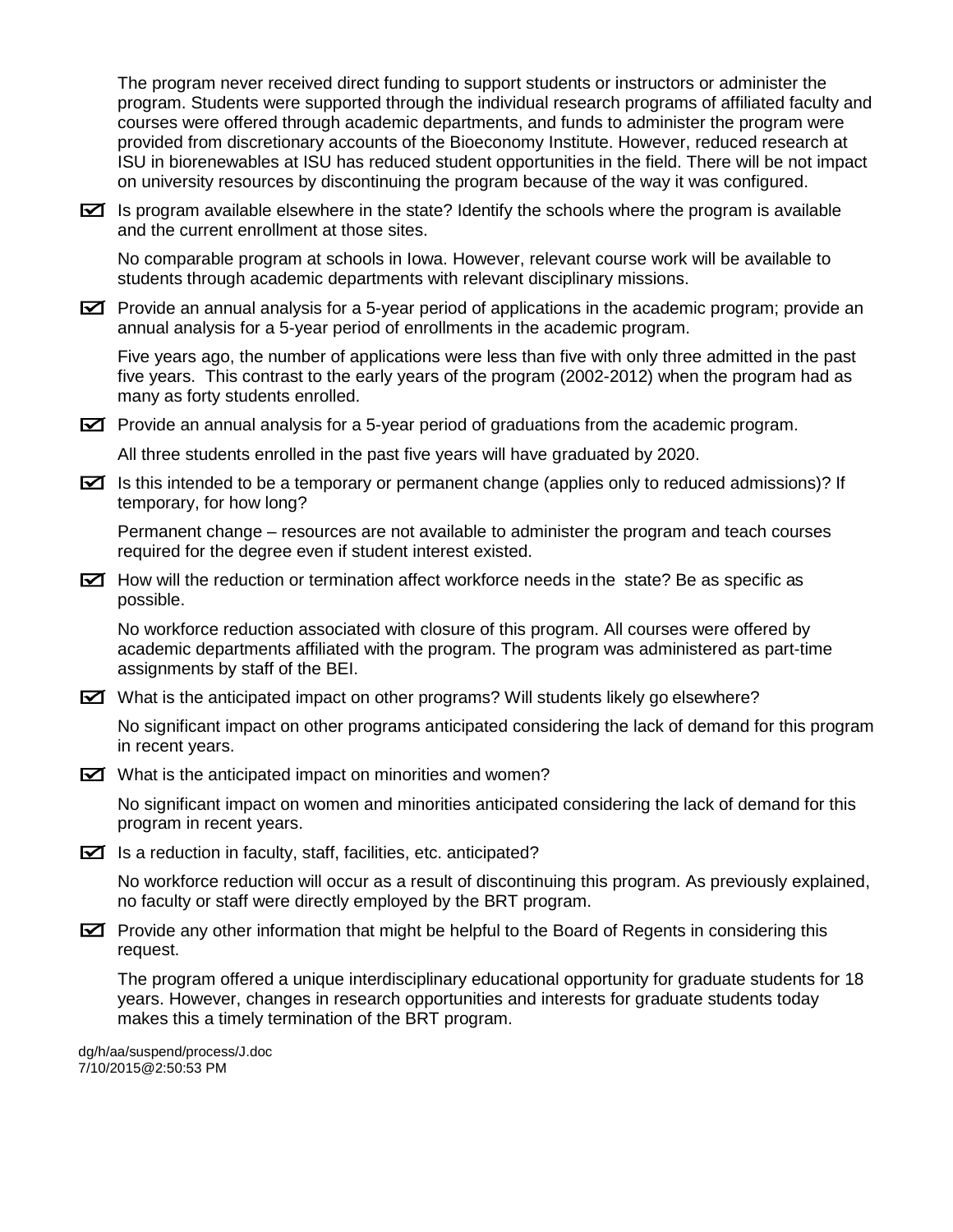The program never received direct funding to support students or instructors or administer the program. Students were supported through the individual research programs of affiliated faculty and courses were offered through academic departments, and funds to administer the program were provided from discretionary accounts of the Bioeconomy Institute. However, reduced research at ISU in biorenewables at ISU has reduced student opportunities in the field. There will be not impact on university resources by discontinuing the program because of the way it was configured.

☑ Is program available elsewhere in the state? Identify the schools where the program is available and the current enrollment at those sites.

No comparable program at schools in Iowa. However, relevant course work will be available to students through academic departments with relevant disciplinary missions.

☑ Provide an annual analysis for a 5-year period of applications in the academic program; provide an annual analysis for a 5-year period of enrollments in the academic program.

Five years ago, the number of applications were less than five with only three admitted in the past five years. This contrast to the early years of the program (2002-2012) when the program had as many as forty students enrolled.

☑ Provide an annual analysis for a 5-year period of graduations from the academic program.

All three students enrolled in the past five years will have graduated by 2020.

☑ Is this intended to be a temporary or permanent change (applies only to reduced admissions)? If temporary, for how long?

Permanent change – resources are not available to administer the program and teach courses required for the degree even if student interest existed.

☑ How will the reduction or termination affect workforce needs in the state? Be as specific as possible.

No workforce reduction associated with closure of this program. All courses were offered by academic departments affiliated with the program. The program was administered as part-time assignments by staff of the BEI.

☑ What is the anticipated impact on other programs? Will students likely go elsewhere?

No significant impact on other programs anticipated considering the lack of demand for this program in recent years.

☑ What is the anticipated impact on minorities and women?

No significant impact on women and minorities anticipated considering the lack of demand for this program in recent years.

☑ Is a reduction in faculty, staff, facilities, etc. anticipated?

No workforce reduction will occur as a result of discontinuing this program. As previously explained, no faculty or staff were directly employed by the BRT program.

☑ Provide any other information that might be helpful to the Board of Regents in considering this request.

The program offered a unique interdisciplinary educational opportunity for graduate students for 18 years. However, changes in research opportunities and interests for graduate students today makes this a timely termination of the BRT program.

dg/h/aa/suspend/process/J.doc
7/10/2015@2:50:53 PM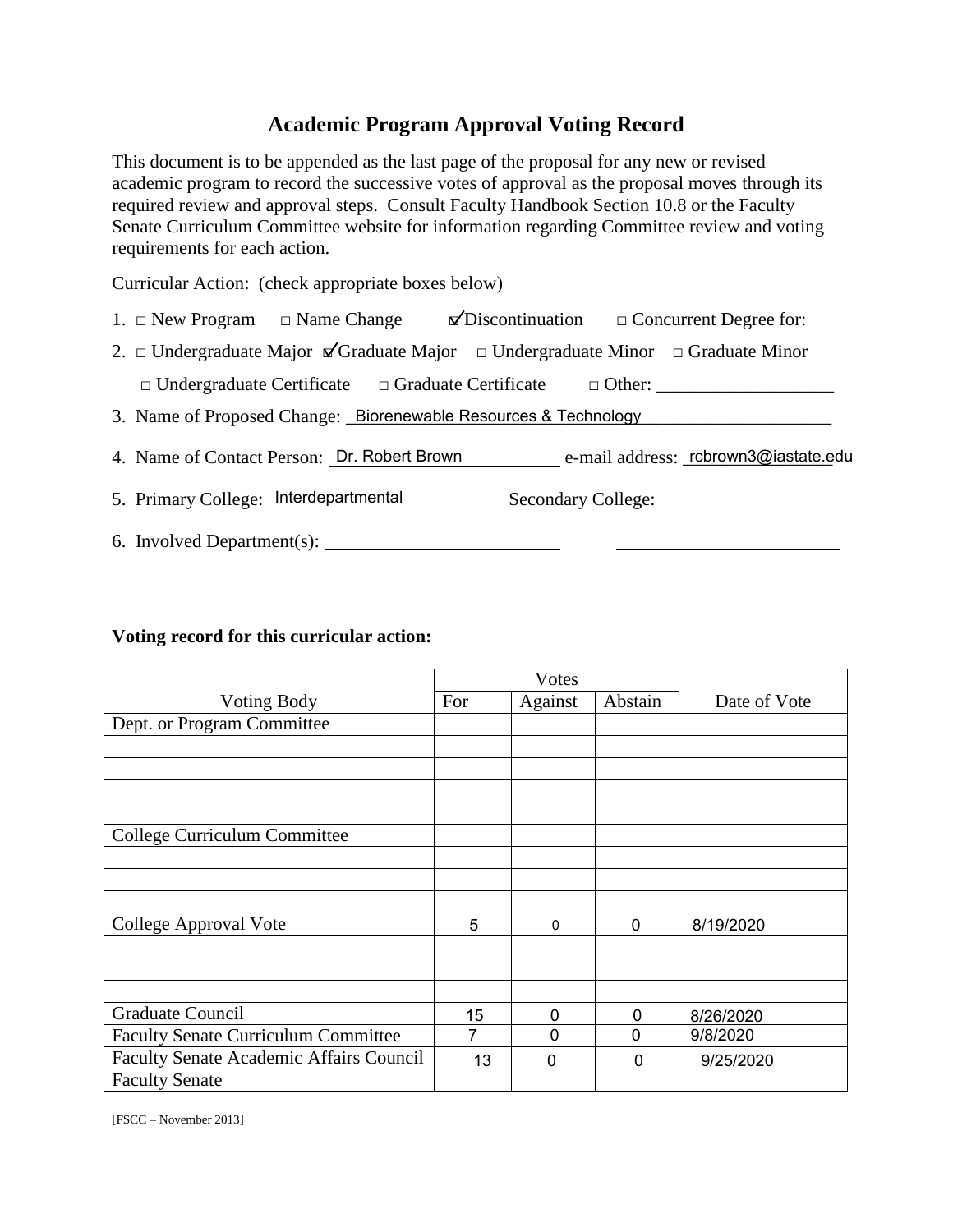# Academic Program Approval Voting Record

This document is to be appended as the last page of the proposal for any new or revised academic program to record the successive votes of approval as the proposal moves through its required review and approval steps. Consult Faculty Handbook Section 10.8 or the Faculty Senate Curriculum Committee website for information regarding Committee review and voting requirements for each action.

Curricular Action: (check appropriate boxes below)

1. □ New Program □ Name Change ☑ Discontinuation □ Concurrent Degree for:
2. □ Undergraduate Major ☑ Graduate Major □ Undergraduate Minor □ Graduate Minor

   □ Undergraduate Certificate □ Graduate Certificate □ Other: ___________________
3. Name of Proposed Change: Biorenewable Resources & Technology
4. Name of Contact Person: Dr. Robert Brown e-mail address: rcbrown3@iastate.edu
5. Primary College: Interdepartmental Secondary College: ___________________
6. Involved Department(s): ___________________ ___________________

   ___________________ ___________________

**Voting record for this curricular action:**

| Voting Body | Votes | | | Date of Vote |
|---|---|---|---|---|
| | For | Against | Abstain | |
| Dept. or Program Committee | | | | |
| | | | | |
| | | | | |
| | | | | |
| | | | | |
| College Curriculum Committee | | | | |
| | | | | |
| | | | | |
| | | | | |
| College Approval Vote | 5 | 0 | 0 | 8/19/2020 |
| | | | | |
| | | | | |
| | | | | |
| Graduate Council | 15 | 0 | 0 | 8/26/2020 |
| Faculty Senate Curriculum Committee | 7 | 0 | 0 | 9/8/2020 |
| Faculty Senate Academic Affairs Council | 13 | 0 | 0 | 9/25/2020 |
| Faculty Senate | | | | |

[FSCC – November 2013]